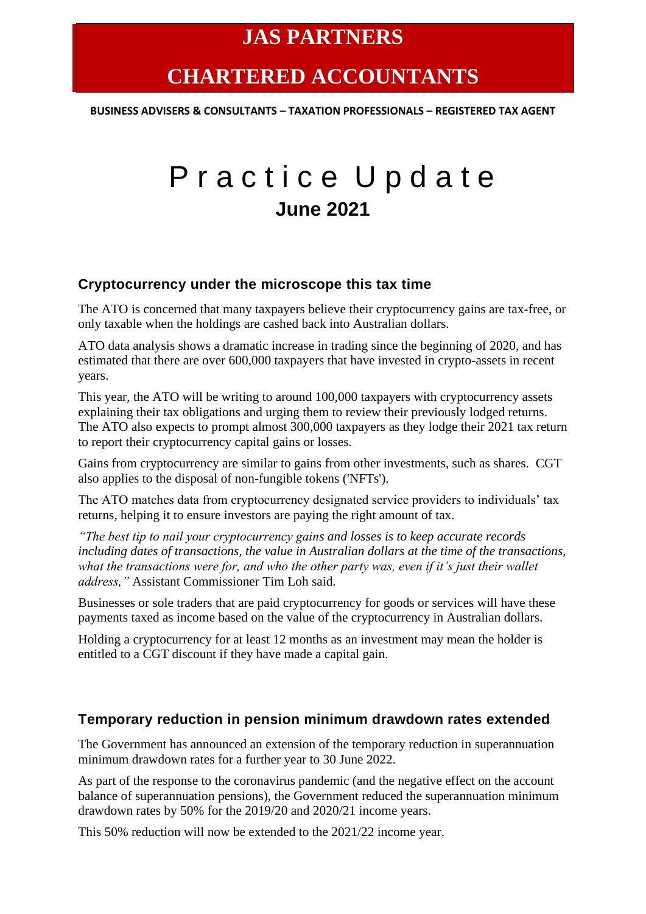# JAS PARTNERS

# CHARTERED ACCOUNTANTS

**BUSINESS ADVISERS & CONSULTANTS – TAXATION PROFESSIONALS – REGISTERED TAX AGENT**

# Practice Update

**June 2021**

## Cryptocurrency under the microscope this tax time

The ATO is concerned that many taxpayers believe their cryptocurrency gains are tax-free, or only taxable when the holdings are cashed back into Australian dollars.

ATO data analysis shows a dramatic increase in trading since the beginning of 2020, and has estimated that there are over 600,000 taxpayers that have invested in crypto-assets in recent years.

This year, the ATO will be writing to around 100,000 taxpayers with cryptocurrency assets explaining their tax obligations and urging them to review their previously lodged returns. The ATO also expects to prompt almost 300,000 taxpayers as they lodge their 2021 tax return to report their cryptocurrency capital gains or losses.

Gains from cryptocurrency are similar to gains from other investments, such as shares. CGT also applies to the disposal of non-fungible tokens ('NFTs').

The ATO matches data from cryptocurrency designated service providers to individuals' tax returns, helping it to ensure investors are paying the right amount of tax.

*"The best tip to nail your cryptocurrency gains and losses is to keep accurate records including dates of transactions, the value in Australian dollars at the time of the transactions, what the transactions were for, and who the other party was, even if it's just their wallet address,"* Assistant Commissioner Tim Loh said.

Businesses or sole traders that are paid cryptocurrency for goods or services will have these payments taxed as income based on the value of the cryptocurrency in Australian dollars.

Holding a cryptocurrency for at least 12 months as an investment may mean the holder is entitled to a CGT discount if they have made a capital gain.

## Temporary reduction in pension minimum drawdown rates extended

The Government has announced an extension of the temporary reduction in superannuation minimum drawdown rates for a further year to 30 June 2022.

As part of the response to the coronavirus pandemic (and the negative effect on the account balance of superannuation pensions), the Government reduced the superannuation minimum drawdown rates by 50% for the 2019/20 and 2020/21 income years.

This 50% reduction will now be extended to the 2021/22 income year.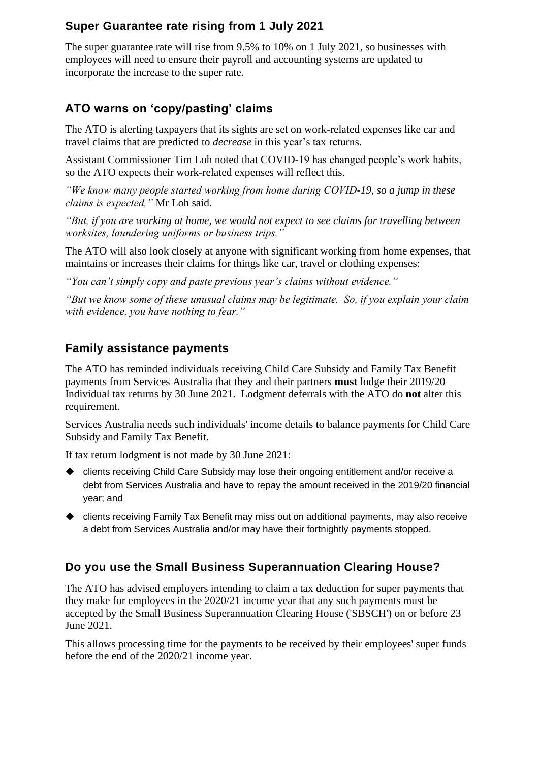## Super Guarantee rate rising from 1 July 2021

The super guarantee rate will rise from 9.5% to 10% on 1 July 2021, so businesses with employees will need to ensure their payroll and accounting systems are updated to incorporate the increase to the super rate.

## ATO warns on 'copy/pasting' claims

The ATO is alerting taxpayers that its sights are set on work-related expenses like car and travel claims that are predicted to *decrease* in this year's tax returns.

Assistant Commissioner Tim Loh noted that COVID-19 has changed people's work habits, so the ATO expects their work-related expenses will reflect this.

*"We know many people started working from home during COVID-19, so a jump in these claims is expected,"* Mr Loh said.

*"But, if you are working at home, we would not expect to see claims for travelling between worksites, laundering uniforms or business trips."*

The ATO will also look closely at anyone with significant working from home expenses, that maintains or increases their claims for things like car, travel or clothing expenses:

*"You can't simply copy and paste previous year's claims without evidence."*

*"But we know some of these unusual claims may be legitimate. So, if you explain your claim with evidence, you have nothing to fear."*

## Family assistance payments

The ATO has reminded individuals receiving Child Care Subsidy and Family Tax Benefit payments from Services Australia that they and their partners **must** lodge their 2019/20 Individual tax returns by 30 June 2021. Lodgment deferrals with the ATO do **not** alter this requirement.

Services Australia needs such individuals' income details to balance payments for Child Care Subsidy and Family Tax Benefit.

If tax return lodgment is not made by 30 June 2021:

- clients receiving Child Care Subsidy may lose their ongoing entitlement and/or receive a debt from Services Australia and have to repay the amount received in the 2019/20 financial year; and
- clients receiving Family Tax Benefit may miss out on additional payments, may also receive a debt from Services Australia and/or may have their fortnightly payments stopped.

## Do you use the Small Business Superannuation Clearing House?

The ATO has advised employers intending to claim a tax deduction for super payments that they make for employees in the 2020/21 income year that any such payments must be accepted by the Small Business Superannuation Clearing House ('SBSCH') on or before 23 June 2021.

This allows processing time for the payments to be received by their employees' super funds before the end of the 2020/21 income year.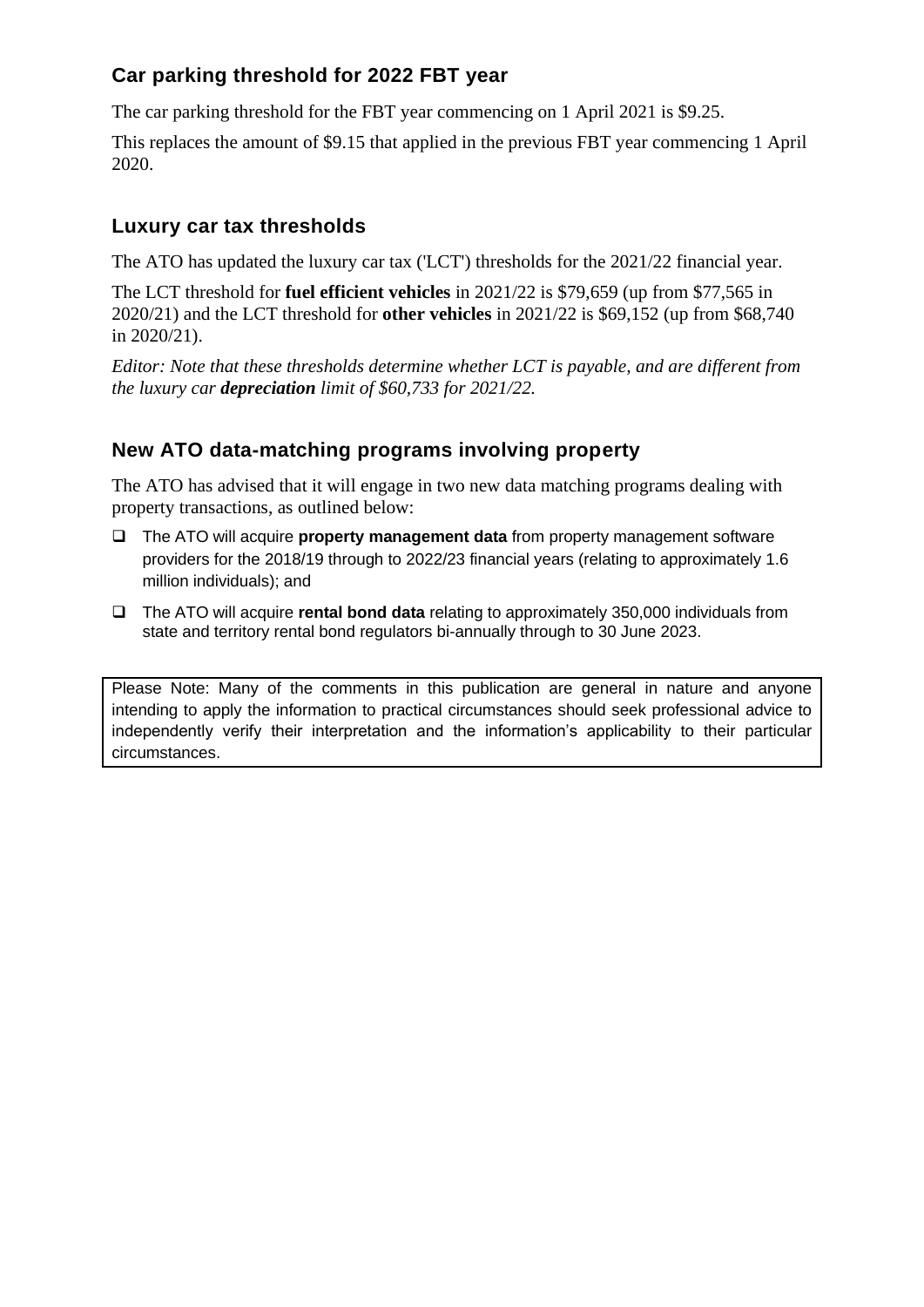## Car parking threshold for 2022 FBT year

The car parking threshold for the FBT year commencing on 1 April 2021 is $9.25.

This replaces the amount of $9.15 that applied in the previous FBT year commencing 1 April 2020.

## Luxury car tax thresholds

The ATO has updated the luxury car tax ('LCT') thresholds for the 2021/22 financial year.

The LCT threshold for **fuel efficient vehicles** in 2021/22 is $79,659 (up from $77,565 in 2020/21) and the LCT threshold for **other vehicles** in 2021/22 is $69,152 (up from $68,740 in 2020/21).

*Editor: Note that these thresholds determine whether LCT is payable, and are different from the luxury car **depreciation** limit of $60,733 for 2021/22.*

## New ATO data-matching programs involving property

The ATO has advised that it will engage in two new data matching programs dealing with property transactions, as outlined below:

- The ATO will acquire **property management data** from property management software providers for the 2018/19 through to 2022/23 financial years (relating to approximately 1.6 million individuals); and
- The ATO will acquire **rental bond data** relating to approximately 350,000 individuals from state and territory rental bond regulators bi-annually through to 30 June 2023.

Please Note: Many of the comments in this publication are general in nature and anyone intending to apply the information to practical circumstances should seek professional advice to independently verify their interpretation and the information's applicability to their particular circumstances.